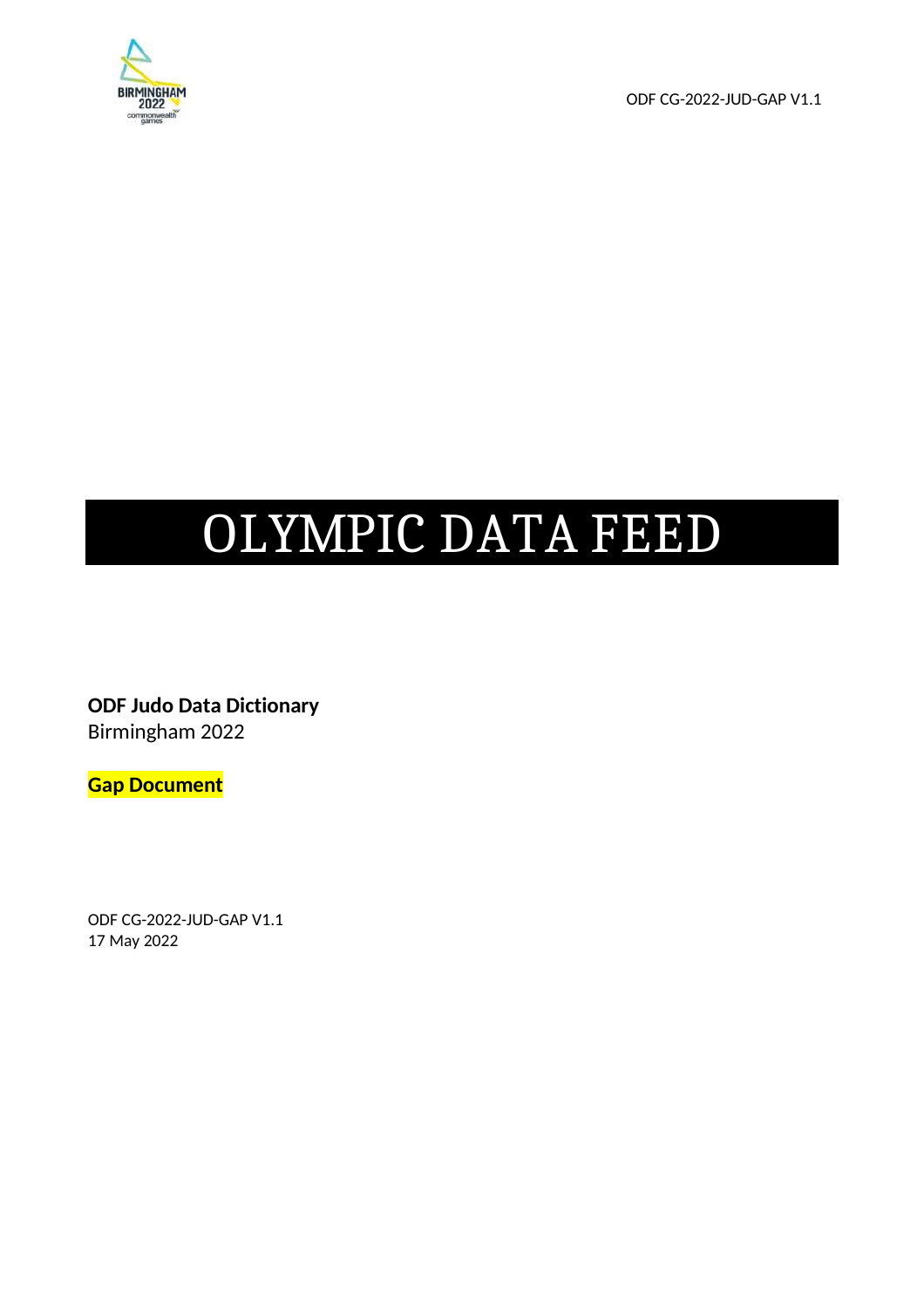# OLYMPIC DATA FEED

**ODF Judo Data Dictionary**
Birmingham 2022

**Gap Document**

ODF CG-2022-JUD-GAP V1.1
17 May 2022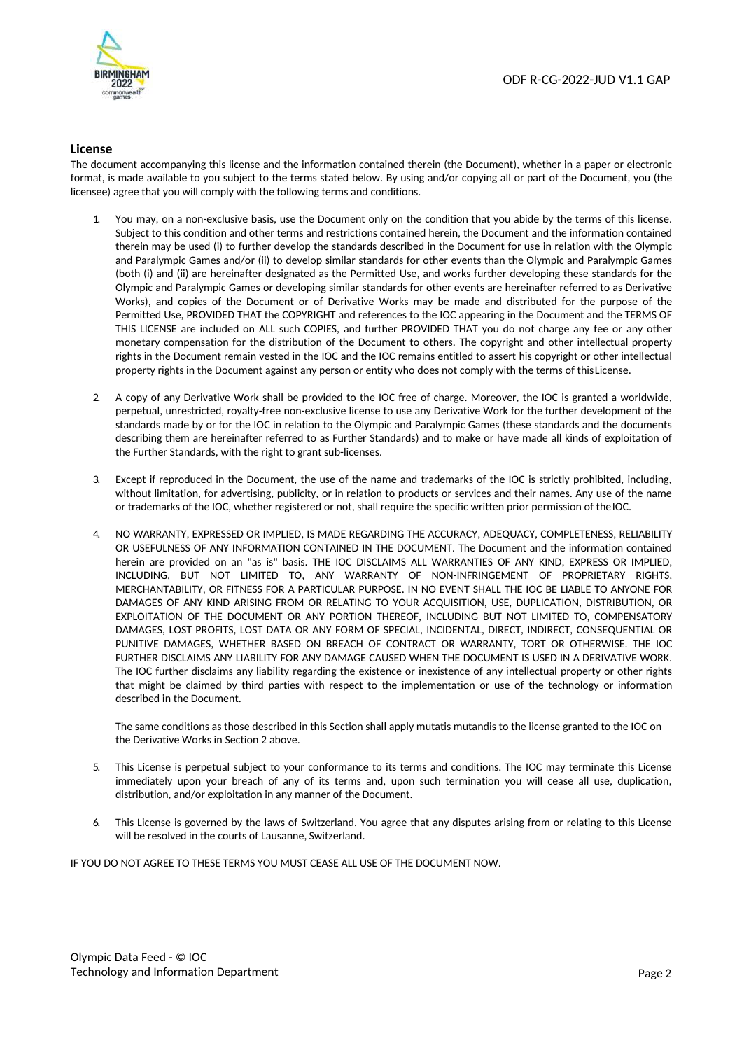## License

The document accompanying this license and the information contained therein (the Document), whether in a paper or electronic format, is made available to you subject to the terms stated below. By using and/or copying all or part of the Document, you (the licensee) agree that you will comply with the following terms and conditions.

1. You may, on a non-exclusive basis, use the Document only on the condition that you abide by the terms of this license. Subject to this condition and other terms and restrictions contained herein, the Document and the information contained therein may be used (i) to further develop the standards described in the Document for use in relation with the Olympic and Paralympic Games and/or (ii) to develop similar standards for other events than the Olympic and Paralympic Games (both (i) and (ii) are hereinafter designated as the Permitted Use, and works further developing these standards for the Olympic and Paralympic Games or developing similar standards for other events are hereinafter referred to as Derivative Works), and copies of the Document or of Derivative Works may be made and distributed for the purpose of the Permitted Use, PROVIDED THAT the COPYRIGHT and references to the IOC appearing in the Document and the TERMS OF THIS LICENSE are included on ALL such COPIES, and further PROVIDED THAT you do not charge any fee or any other monetary compensation for the distribution of the Document to others. The copyright and other intellectual property rights in the Document remain vested in the IOC and the IOC remains entitled to assert his copyright or other intellectual property rights in the Document against any person or entity who does not comply with the terms of this License.

2. A copy of any Derivative Work shall be provided to the IOC free of charge. Moreover, the IOC is granted a worldwide, perpetual, unrestricted, royalty-free non-exclusive license to use any Derivative Work for the further development of the standards made by or for the IOC in relation to the Olympic and Paralympic Games (these standards and the documents describing them are hereinafter referred to as Further Standards) and to make or have made all kinds of exploitation of the Further Standards, with the right to grant sub-licenses.

3. Except if reproduced in the Document, the use of the name and trademarks of the IOC is strictly prohibited, including, without limitation, for advertising, publicity, or in relation to products or services and their names. Any use of the name or trademarks of the IOC, whether registered or not, shall require the specific written prior permission of the IOC.

4. NO WARRANTY, EXPRESSED OR IMPLIED, IS MADE REGARDING THE ACCURACY, ADEQUACY, COMPLETENESS, RELIABILITY OR USEFULNESS OF ANY INFORMATION CONTAINED IN THE DOCUMENT. The Document and the information contained herein are provided on an "as is" basis. THE IOC DISCLAIMS ALL WARRANTIES OF ANY KIND, EXPRESS OR IMPLIED, INCLUDING, BUT NOT LIMITED TO, ANY WARRANTY OF NON-INFRINGEMENT OF PROPRIETARY RIGHTS, MERCHANTABILITY, OR FITNESS FOR A PARTICULAR PURPOSE. IN NO EVENT SHALL THE IOC BE LIABLE TO ANYONE FOR DAMAGES OF ANY KIND ARISING FROM OR RELATING TO YOUR ACQUISITION, USE, DUPLICATION, DISTRIBUTION, OR EXPLOITATION OF THE DOCUMENT OR ANY PORTION THEREOF, INCLUDING BUT NOT LIMITED TO, COMPENSATORY DAMAGES, LOST PROFITS, LOST DATA OR ANY FORM OF SPECIAL, INCIDENTAL, DIRECT, INDIRECT, CONSEQUENTIAL OR PUNITIVE DAMAGES, WHETHER BASED ON BREACH OF CONTRACT OR WARRANTY, TORT OR OTHERWISE. THE IOC FURTHER DISCLAIMS ANY LIABILITY FOR ANY DAMAGE CAUSED WHEN THE DOCUMENT IS USED IN A DERIVATIVE WORK. The IOC further disclaims any liability regarding the existence or inexistence of any intellectual property or other rights that might be claimed by third parties with respect to the implementation or use of the technology or information described in the Document.

   The same conditions as those described in this Section shall apply mutatis mutandis to the license granted to the IOC on the Derivative Works in Section 2 above.

5. This License is perpetual subject to your conformance to its terms and conditions. The IOC may terminate this License immediately upon your breach of any of its terms and, upon such termination you will cease all use, duplication, distribution, and/or exploitation in any manner of the Document.

6. This License is governed by the laws of Switzerland. You agree that any disputes arising from or relating to this License will be resolved in the courts of Lausanne, Switzerland.

IF YOU DO NOT AGREE TO THESE TERMS YOU MUST CEASE ALL USE OF THE DOCUMENT NOW.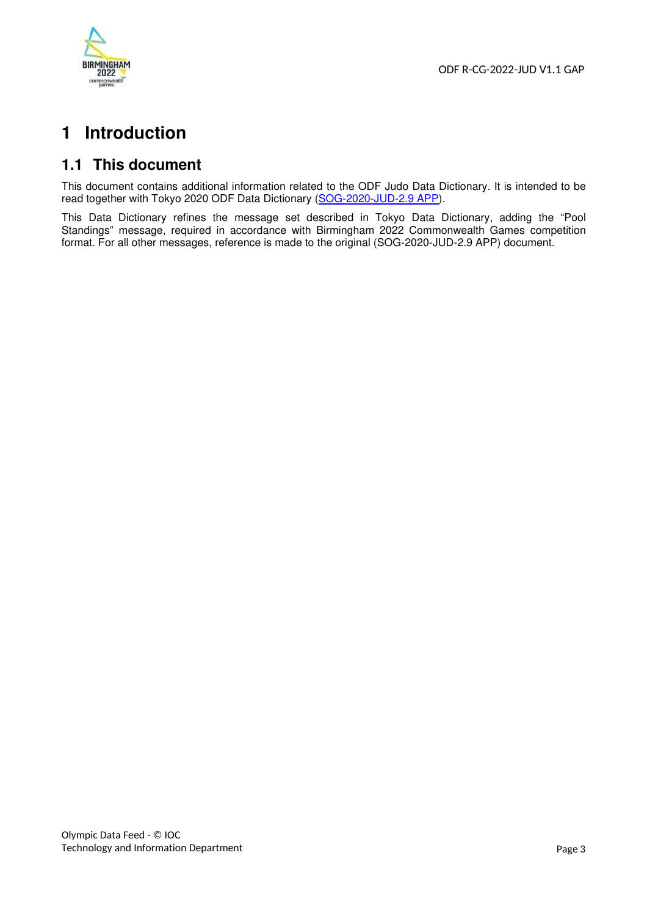# 1 Introduction

## 1.1 This document

This document contains additional information related to the ODF Judo Data Dictionary. It is intended to be read together with Tokyo 2020 ODF Data Dictionary (SOG-2020-JUD-2.9 APP).

This Data Dictionary refines the message set described in Tokyo Data Dictionary, adding the "Pool Standings" message, required in accordance with Birmingham 2022 Commonwealth Games competition format. For all other messages, reference is made to the original (SOG-2020-JUD-2.9 APP) document.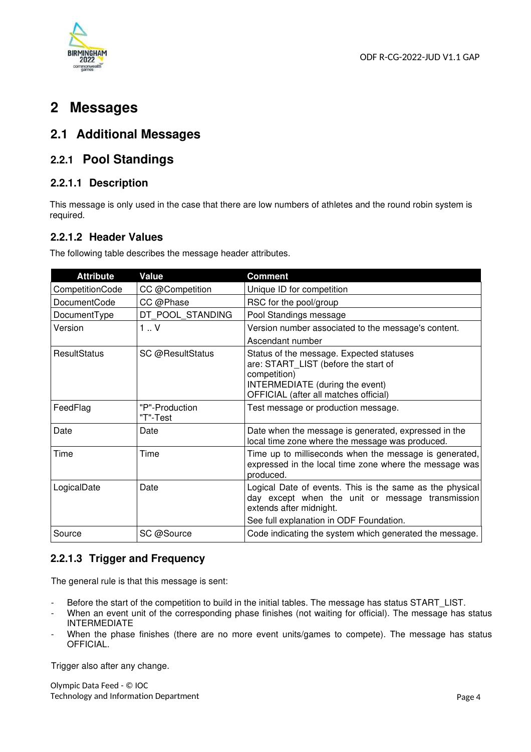# 2 Messages

## 2.1 Additional Messages

### 2.2.1 Pool Standings

#### 2.2.1.1 Description

This message is only used in the case that there are low numbers of athletes and the round robin system is required.

#### 2.2.1.2 Header Values

The following table describes the message header attributes.

| Attribute | Value | Comment |
|---|---|---|
| CompetitionCode | CC @Competition | Unique ID for competition |
| DocumentCode | CC @Phase | RSC for the pool/group |
| DocumentType | DT_POOL_STANDING | Pool Standings message |
| Version | 1 .. V | Version number associated to the message's content.<br>Ascendant number |
| ResultStatus | SC @ResultStatus | Status of the message. Expected statuses are: START_LIST (before the start of competition)<br>INTERMEDIATE (during the event)<br>OFFICIAL (after all matches official) |
| FeedFlag | "P"-Production<br>"T"-Test | Test message or production message. |
| Date | Date | Date when the message is generated, expressed in the local time zone where the message was produced. |
| Time | Time | Time up to milliseconds when the message is generated, expressed in the local time zone where the message was produced. |
| LogicalDate | Date | Logical Date of events. This is the same as the physical day except when the unit or message transmission extends after midnight.<br>See full explanation in ODF Foundation. |
| Source | SC @Source | Code indicating the system which generated the message. |

#### 2.2.1.3 Trigger and Frequency

The general rule is that this message is sent:

- Before the start of the competition to build in the initial tables. The message has status START_LIST.
- When an event unit of the corresponding phase finishes (not waiting for official). The message has status INTERMEDIATE
- When the phase finishes (there are no more event units/games to compete). The message has status OFFICIAL.

Trigger also after any change.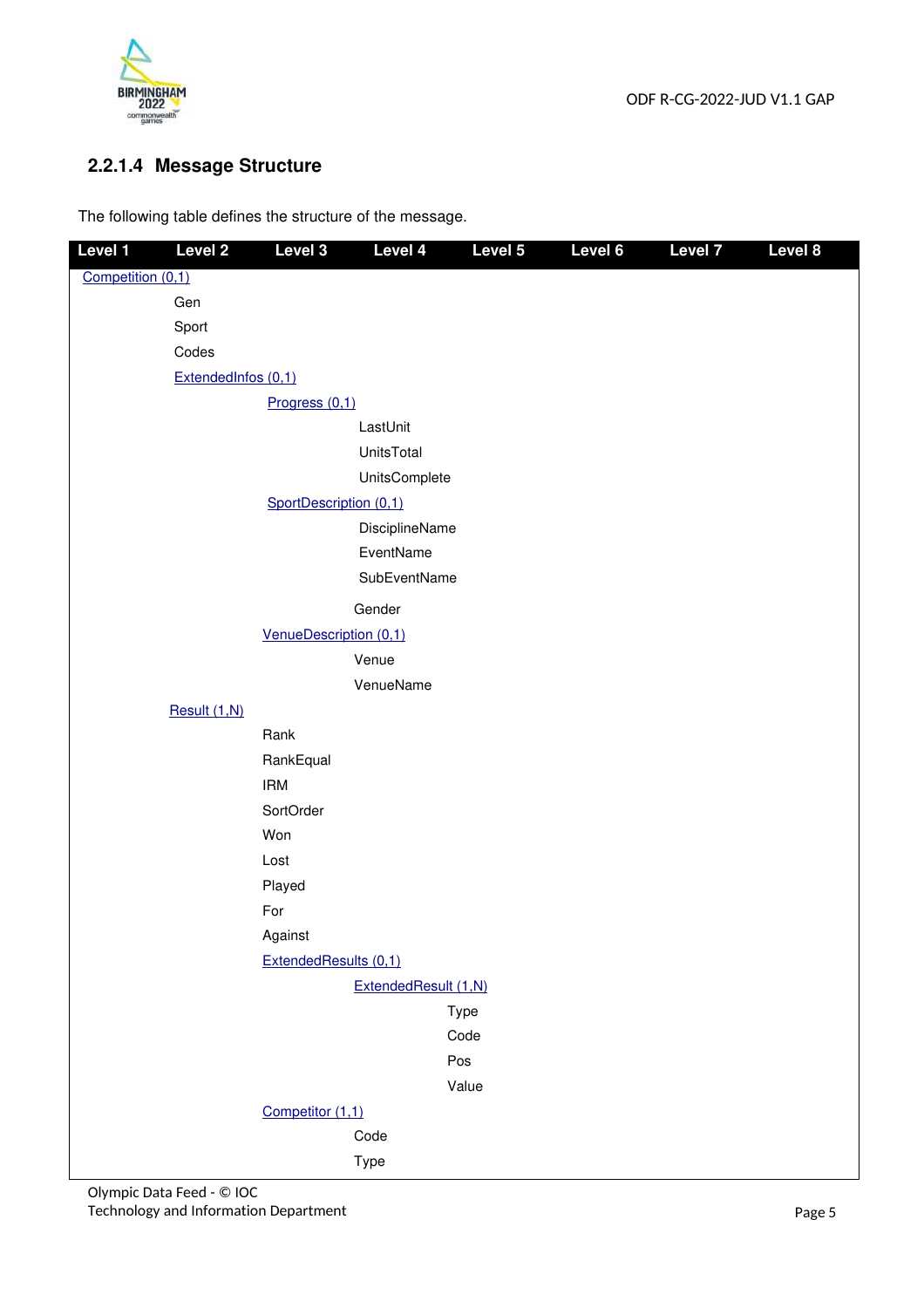### 2.2.1.4 Message Structure

The following table defines the structure of the message.

| Level 1 | Level 2 | Level 3 | Level 4 | Level 5 | Level 6 | Level 7 | Level 8 |
|---|---|---|---|---|---|---|---|
| Competition (0,1) | | | | | | | |
| | Gen | | | | | | |
| | Sport | | | | | | |
| | Codes | | | | | | |
| | ExtendedInfos (0,1) | | | | | | |
| | | Progress (0,1) | | | | | |
| | | | LastUnit | | | | |
| | | | UnitsTotal | | | | |
| | | | UnitsComplete | | | | |
| | | SportDescription (0,1) | | | | | |
| | | | DisciplineName | | | | |
| | | | EventName | | | | |
| | | | SubEventName | | | | |
| | | | Gender | | | | |
| | | VenueDescription (0,1) | | | | | |
| | | | Venue | | | | |
| | | | VenueName | | | | |
| | Result (1,N) | | | | | | |
| | | Rank | | | | | |
| | | RankEqual | | | | | |
| | | IRM | | | | | |
| | | SortOrder | | | | | |
| | | Won | | | | | |
| | | Lost | | | | | |
| | | Played | | | | | |
| | | For | | | | | |
| | | Against | | | | | |
| | | ExtendedResults (0,1) | | | | | |
| | | | ExtendedResult (1,N) | | | | |
| | | | | Type | | | |
| | | | | Code | | | |
| | | | | Pos | | | |
| | | | | Value | | | |
| | | Competitor (1,1) | | | | | |
| | | | Code | | | | |
| | | | Type | | | | |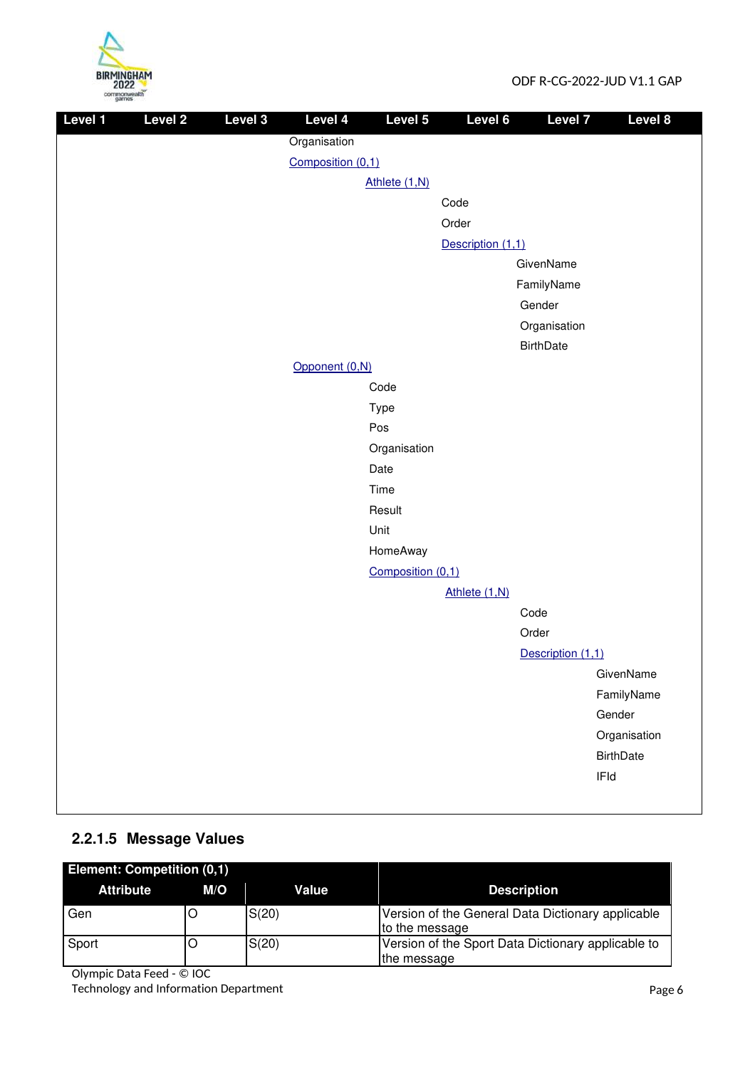| Level 1 | Level 2 | Level 3 | Level 4 | Level 5 | Level 6 | Level 7 | Level 8 |
|---|---|---|---|---|---|---|---|
| | | | Organisation | | | | |
| | | | Composition (0,1) | | | | |
| | | | | Athlete (1,N) | | | |
| | | | | | Code | | |
| | | | | | Order | | |
| | | | | | Description (1,1) | | |
| | | | | | | GivenName | |
| | | | | | | FamilyName | |
| | | | | | | Gender | |
| | | | | | | Organisation | |
| | | | | | | BirthDate | |
| | | | Opponent (0,N) | | | | |
| | | | | Code | | | |
| | | | | Type | | | |
| | | | | Pos | | | |
| | | | | Organisation | | | |
| | | | | Date | | | |
| | | | | Time | | | |
| | | | | Result | | | |
| | | | | Unit | | | |
| | | | | HomeAway | | | |
| | | | | Composition (0,1) | | | |
| | | | | | Athlete (1,N) | | |
| | | | | | | Code | |
| | | | | | | Order | |
| | | | | | | Description (1,1) | |
| | | | | | | | GivenName |
| | | | | | | | FamilyName |
| | | | | | | | Gender |
| | | | | | | | Organisation |
| | | | | | | | BirthDate |
| | | | | | | | IFId |

### 2.2.1.5 Message Values

| Element: Competition (0,1) | | | |
|---|---|---|---|
| **Attribute** | **M/O** | **Value** | **Description** |
| Gen | O | S(20) | Version of the General Data Dictionary applicable to the message |
| Sport | O | S(20) | Version of the Sport Data Dictionary applicable to the message |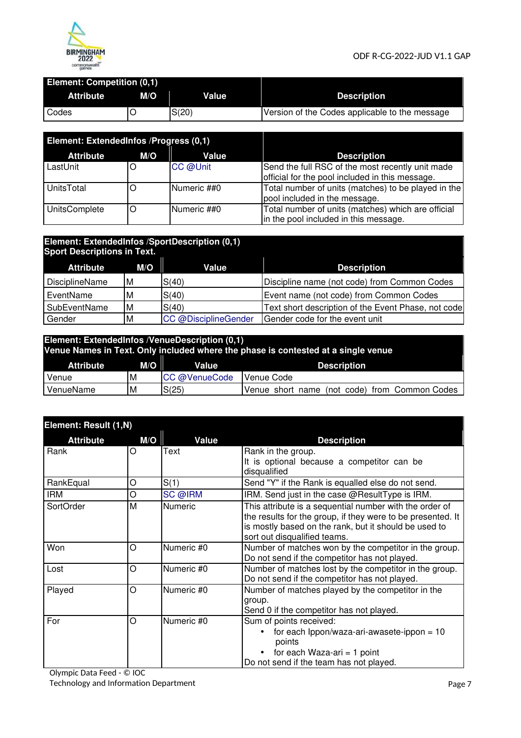| Element: Competition (0,1) | | | |
|---|---|---|---|
| **Attribute** | **M/O** | **Value** | **Description** |
| Codes | O | S(20) | Version of the Codes applicable to the message |

| Element: ExtendedInfos /Progress (0,1) | | | |
|---|---|---|---|
| **Attribute** | **M/O** | **Value** | **Description** |
| LastUnit | O | CC @Unit | Send the full RSC of the most recently unit made official for the pool included in this message. |
| UnitsTotal | O | Numeric ##0 | Total number of units (matches) to be played in the pool included in the message. |
| UnitsComplete | O | Numeric ##0 | Total number of units (matches) which are official in the pool included in this message. |

| Element: ExtendedInfos /SportDescription (0,1) Sport Descriptions in Text. | | | |
|---|---|---|---|
| **Attribute** | **M/O** | **Value** | **Description** |
| DisciplineName | M | S(40) | Discipline name (not code) from Common Codes |
| EventName | M | S(40) | Event name (not code) from Common Codes |
| SubEventName | M | S(40) | Text short description of the Event Phase, not code |
| Gender | M | CC @DisciplineGender | Gender code for the event unit |

| Element: ExtendedInfos /VenueDescription (0,1) Venue Names in Text. Only included where the phase is contested at a single venue | | | |
|---|---|---|---|
| **Attribute** | **M/O** | **Value** | **Description** |
| Venue | M | CC @VenueCode | Venue Code |
| VenueName | M | S(25) | Venue short name (not code) from Common Codes |

| Element: Result (1,N) | | | |
|---|---|---|---|
| **Attribute** | **M/O** | **Value** | **Description** |
| Rank | O | Text | Rank in the group.<br>It is optional because a competitor can be disqualified |
| RankEqual | O | S(1) | Send "Y" if the Rank is equalled else do not send. |
| IRM | O | SC @IRM | IRM. Send just in the case @ResultType is IRM. |
| SortOrder | M | Numeric | This attribute is a sequential number with the order of the results for the group, if they were to be presented. It is mostly based on the rank, but it should be used to sort out disqualified teams. |
| Won | O | Numeric #0 | Number of matches won by the competitor in the group. Do not send if the competitor has not played. |
| Lost | O | Numeric #0 | Number of matches lost by the competitor in the group. Do not send if the competitor has not played. |
| Played | O | Numeric #0 | Number of matches played by the competitor in the group.<br>Send 0 if the competitor has not played. |
| For | O | Numeric #0 | Sum of points received:<br>• for each Ippon/waza-ari-awasete-ippon = 10 points<br>• for each Waza-ari = 1 point<br>Do not send if the team has not played. |

Olympic Data Feed - © IOC
Technology and Information Department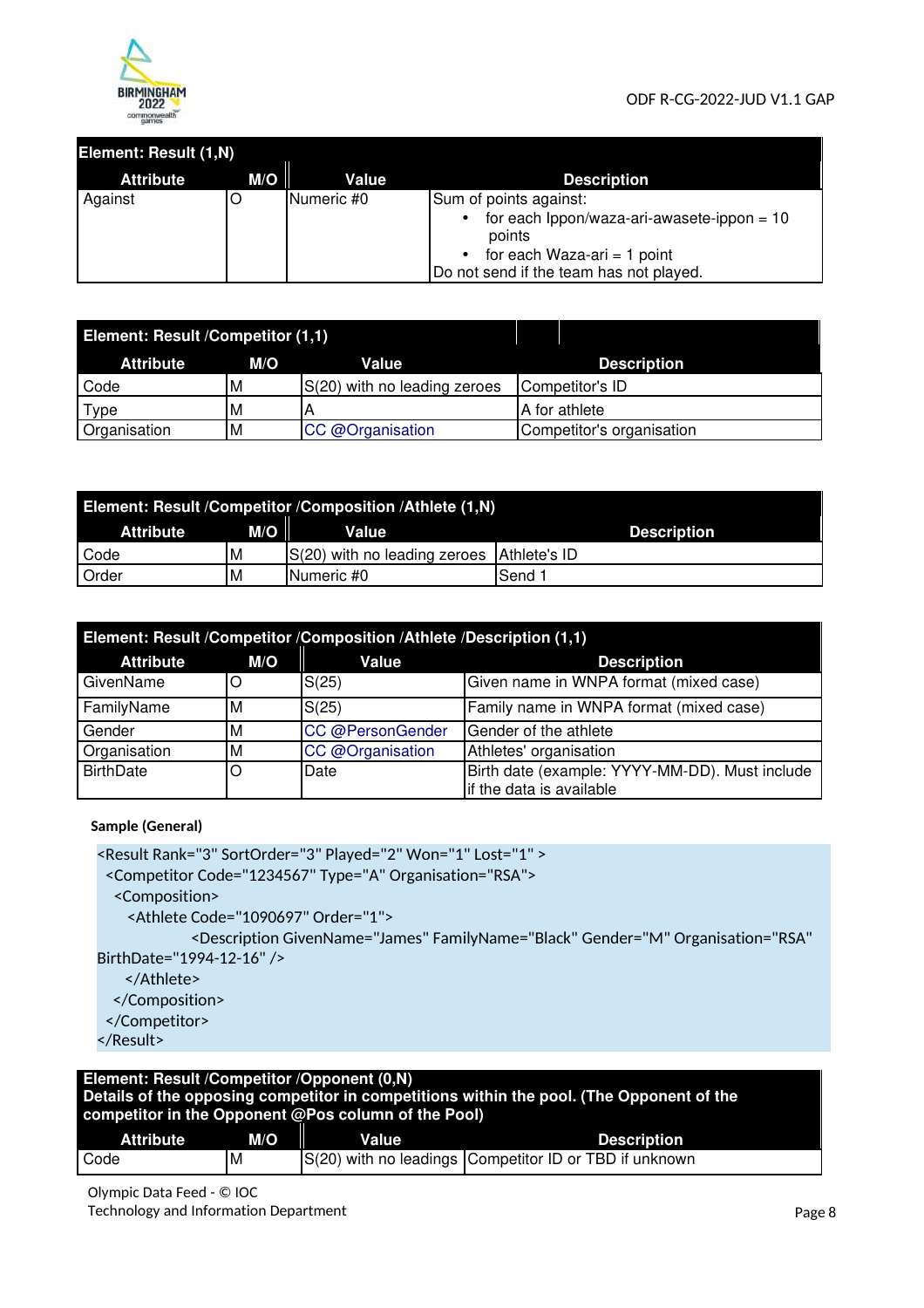| Element: Result (1,N) | | | |
|---|---|---|---|
| **Attribute** | **M/O** | **Value** | **Description** |
| Against | O | Numeric #0 | Sum of points against:<br>• for each Ippon/waza-ari-awasete-ippon = 10 points<br>• for each Waza-ari = 1 point<br>Do not send if the team has not played. |

| Element: Result /Competitor (1,1) | | | |
|---|---|---|---|
| **Attribute** | **M/O** | **Value** | **Description** |
| Code | M | S(20) with no leading zeroes | Competitor's ID |
| Type | M | A | A for athlete |
| Organisation | M | CC @Organisation | Competitor's organisation |

| Element: Result /Competitor /Composition /Athlete (1,N) | | | |
|---|---|---|---|
| **Attribute** | **M/O** | **Value** | **Description** |
| Code | M | S(20) with no leading zeroes | Athlete's ID |
| Order | M | Numeric #0 | Send 1 |

| Element: Result /Competitor /Composition /Athlete /Description (1,1) | | | |
|---|---|---|---|
| **Attribute** | **M/O** | **Value** | **Description** |
| GivenName | O | S(25) | Given name in WNPA format (mixed case) |
| FamilyName | M | S(25) | Family name in WNPA format (mixed case) |
| Gender | M | CC @PersonGender | Gender of the athlete |
| Organisation | M | CC @Organisation | Athletes' organisation |
| BirthDate | O | Date | Birth date (example: YYYY-MM-DD). Must include if the data is available |

**Sample (General)**

```
<Result Rank="3" SortOrder="3" Played="2" Won="1" Lost="1" >
  <Competitor Code="1234567" Type="A" Organisation="RSA">
    <Composition>
      <Athlete Code="1090697" Order="1">
            <Description GivenName="James" FamilyName="Black" Gender="M" Organisation="RSA"
BirthDate="1994-12-16" />
      </Athlete>
    </Composition>
  </Competitor>
</Result>
```

| Element: Result /Competitor /Opponent (0,N)<br>Details of the opposing competitor in competitions within the pool. (The Opponent of the competitor in the Opponent @Pos column of the Pool) | | | |
|---|---|---|---|
| **Attribute** | **M/O** | **Value** | **Description** |
| Code | M | S(20) with no leadings | Competitor ID or TBD if unknown |

Olympic Data Feed - © IOC
Technology and Information Department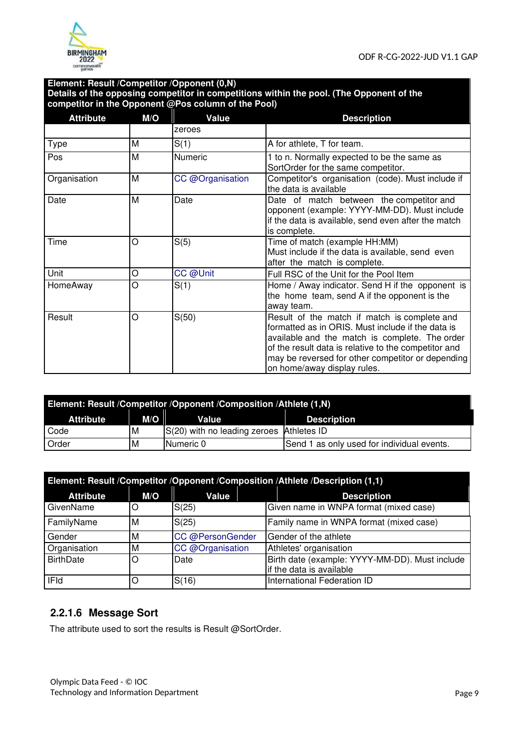| Element: Result /Competitor /Opponent (0,N)<br>Details of the opposing competitor in competitions within the pool. (The Opponent of the competitor in the Opponent @Pos column of the Pool) | | | |
|---|---|---|---|
| **Attribute** | **M/O** | **Value** | **Description** |
| | | zeroes | |
| Type | M | S(1) | A for athlete, T for team. |
| Pos | M | Numeric | 1 to n. Normally expected to be the same as SortOrder for the same competitor. |
| Organisation | M | CC @Organisation | Competitor's organisation (code). Must include if the data is available |
| Date | M | Date | Date of match between the competitor and opponent (example: YYYY-MM-DD). Must include if the data is available, send even after the match is complete. |
| Time | O | S(5) | Time of match (example HH:MM)<br>Must include if the data is available, send even after the match is complete. |
| Unit | O | CC @Unit | Full RSC of the Unit for the Pool Item |
| HomeAway | O | S(1) | Home / Away indicator. Send H if the opponent is the home team, send A if the opponent is the away team. |
| Result | O | S(50) | Result of the match if match is complete and formatted as in ORIS. Must include if the data is available and the match is complete. The order of the result data is relative to the competitor and may be reversed for other competitor or depending on home/away display rules. |

| Element: Result /Competitor /Opponent /Composition /Athlete (1,N) | | | |
|---|---|---|---|
| **Attribute** | **M/O** | **Value** | **Description** |
| Code | M | S(20) with no leading zeroes | Athletes ID |
| Order | M | Numeric 0 | Send 1 as only used for individual events. |

| Element: Result /Competitor /Opponent /Composition /Athlete /Description (1,1) | | | |
|---|---|---|---|
| **Attribute** | **M/O** | **Value** | **Description** |
| GivenName | O | S(25) | Given name in WNPA format (mixed case) |
| FamilyName | M | S(25) | Family name in WNPA format (mixed case) |
| Gender | M | CC @PersonGender | Gender of the athlete |
| Organisation | M | CC @Organisation | Athletes' organisation |
| BirthDate | O | Date | Birth date (example: YYYY-MM-DD). Must include if the data is available |
| IFId | O | S(16) | International Federation ID |

### 2.2.1.6 Message Sort

The attribute used to sort the results is Result @SortOrder.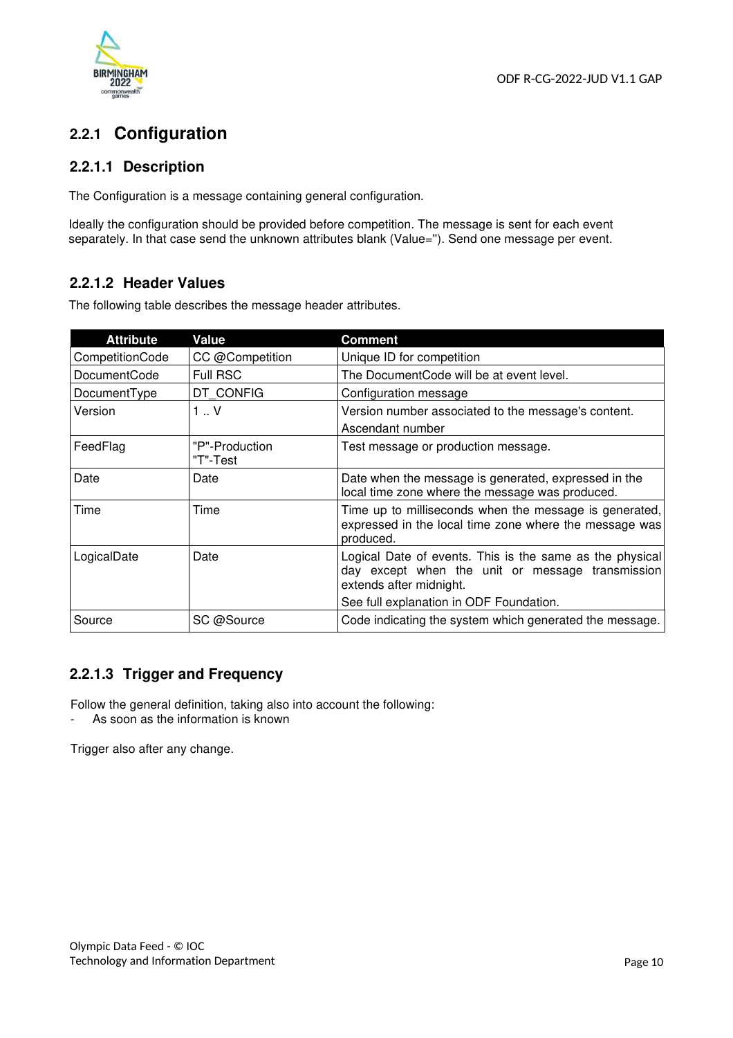### 2.2.1 Configuration

#### 2.2.1.1 Description

The Configuration is a message containing general configuration.

Ideally the configuration should be provided before competition. The message is sent for each event separately. In that case send the unknown attributes blank (Value=''). Send one message per event.

#### 2.2.1.2 Header Values

The following table describes the message header attributes.

| Attribute | Value | Comment |
|---|---|---|
| CompetitionCode | CC @Competition | Unique ID for competition |
| DocumentCode | Full RSC | The DocumentCode will be at event level. |
| DocumentType | DT_CONFIG | Configuration message |
| Version | 1 .. V | Version number associated to the message's content.<br>Ascendant number |
| FeedFlag | "P"-Production<br>"T"-Test | Test message or production message. |
| Date | Date | Date when the message is generated, expressed in the local time zone where the message was produced. |
| Time | Time | Time up to milliseconds when the message is generated, expressed in the local time zone where the message was produced. |
| LogicalDate | Date | Logical Date of events. This is the same as the physical day except when the unit or message transmission extends after midnight.<br>See full explanation in ODF Foundation. |
| Source | SC @Source | Code indicating the system which generated the message. |

#### 2.2.1.3 Trigger and Frequency

Follow the general definition, taking also into account the following:

- As soon as the information is known

Trigger also after any change.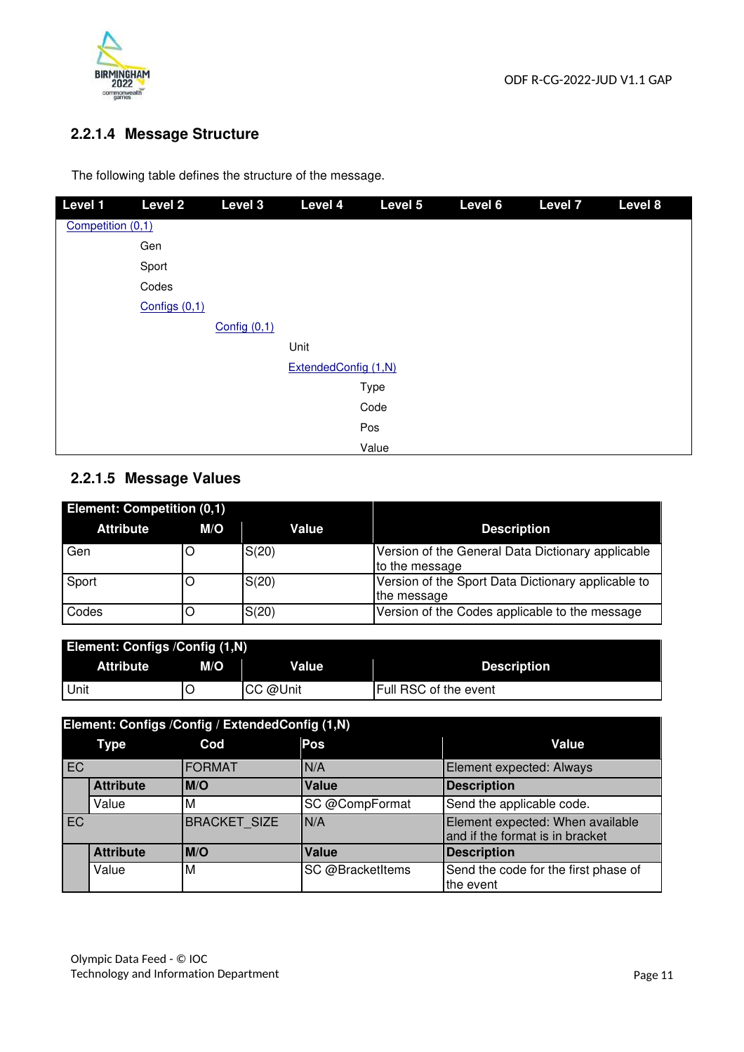### 2.2.1.4 Message Structure

The following table defines the structure of the message.

| Level 1 | Level 2 | Level 3 | Level 4 | Level 5 | Level 6 | Level 7 | Level 8 |
|---|---|---|---|---|---|---|---|
| Competition (0,1) | | | | | | | |
| | Gen | | | | | | |
| | Sport | | | | | | |
| | Codes | | | | | | |
| | Configs (0,1) | | | | | | |
| | | Config (0,1) | | | | | |
| | | | Unit | | | | |
| | | | ExtendedConfig (1,N) | | | | |
| | | | | Type | | | |
| | | | | Code | | | |
| | | | | Pos | | | |
| | | | | Value | | | |

### 2.2.1.5 Message Values

**Element: Competition (0,1)**

| Attribute | M/O | Value | Description |
|---|---|---|---|
| Gen | O | S(20) | Version of the General Data Dictionary applicable to the message |
| Sport | O | S(20) | Version of the Sport Data Dictionary applicable to the message |
| Codes | O | S(20) | Version of the Codes applicable to the message |

**Element: Configs /Config (1,N)**

| Attribute | M/O | Value | Description |
|---|---|---|---|
| Unit | O | CC @Unit | Full RSC of the event |

**Element: Configs /Config / ExtendedConfig (1,N)**

| Type | | Cod | Pos | Value |
|---|---|---|---|---|
| EC | | FORMAT | N/A | Element expected: Always |
| | **Attribute** | **M/O** | **Value** | **Description** |
| | Value | M | SC @CompFormat | Send the applicable code. |
| EC | | BRACKET_SIZE | N/A | Element expected: When available and if the format is in bracket |
| | **Attribute** | **M/O** | **Value** | **Description** |
| | Value | M | SC @BracketItems | Send the code for the first phase of the event |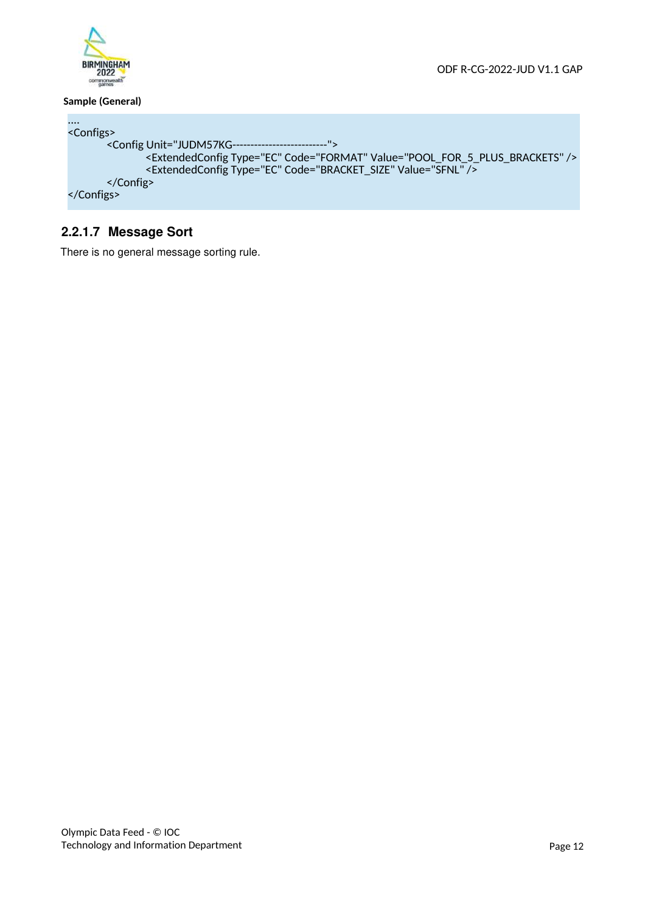**Sample (General)**

```
....
<Configs>
        <Config Unit="JUDM57KG--------------------------">
                <ExtendedConfig Type="EC" Code="FORMAT" Value="POOL_FOR_5_PLUS_BRACKETS" />
                <ExtendedConfig Type="EC" Code="BRACKET_SIZE" Value="SFNL" />
        </Config>
</Configs>
```

#### 2.2.1.7 Message Sort

There is no general message sorting rule.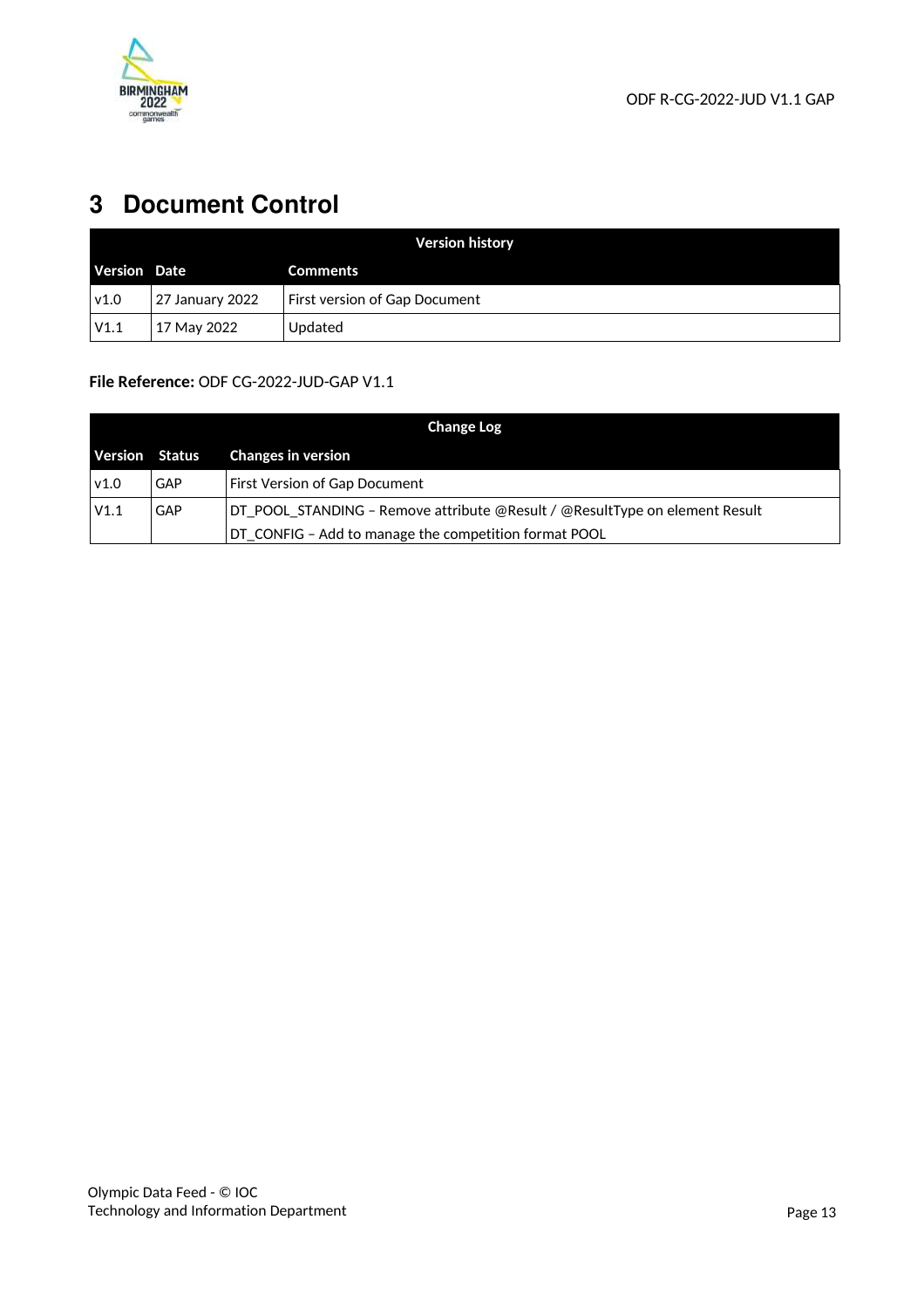# 3 Document Control

| Version history | | |
|---|---|---|
| **Version** | **Date** | **Comments** |
| v1.0 | 27 January 2022 | First version of Gap Document |
| V1.1 | 17 May 2022 | Updated |

**File Reference:** ODF CG-2022-JUD-GAP V1.1

| Change Log | | |
|---|---|---|
| **Version** | **Status** | **Changes in version** |
| v1.0 | GAP | First Version of Gap Document |
| V1.1 | GAP | DT_POOL_STANDING – Remove attribute @Result / @ResultType on element Result<br>DT_CONFIG – Add to manage the competition format POOL |